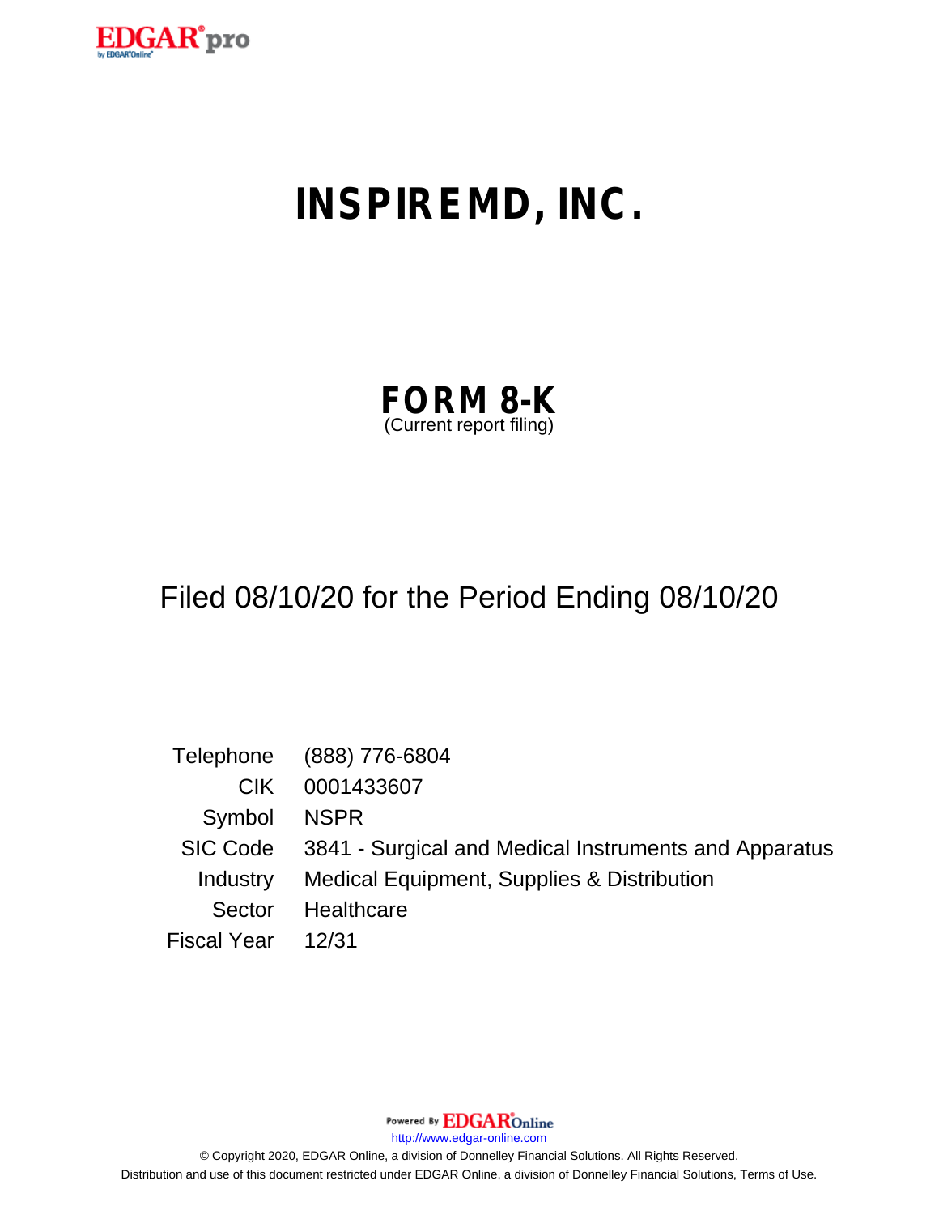# INSPIREMD, INC.

## FORM 8-K

(Current report filing)

Filed 08/10/20 for the Period Ending 08/10/20

| | |
|---|---|
| Telephone | (888) 776-6804 |
| CIK | 0001433607 |
| Symbol | NSPR |
| SIC Code | 3841 - Surgical and Medical Instruments and Apparatus |
| Industry | Medical Equipment, Supplies & Distribution |
| Sector | Healthcare |
| Fiscal Year | 12/31 |

Powered By EDGAR Online

http://www.edgar-online.com

© Copyright 2020, EDGAR Online, a division of Donnelley Financial Solutions. All Rights Reserved.

Distribution and use of this document restricted under EDGAR Online, a division of Donnelley Financial Solutions, Terms of Use.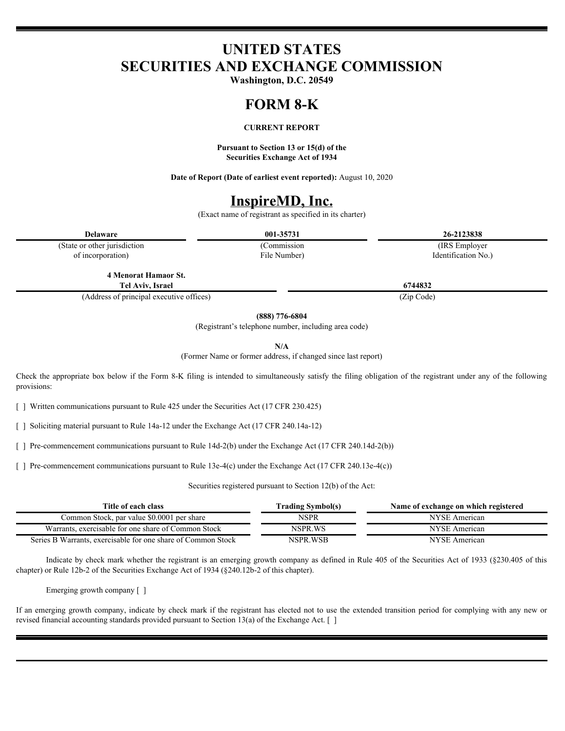# UNITED STATES
# SECURITIES AND EXCHANGE COMMISSION

**Washington, D.C. 20549**

# FORM 8-K

**CURRENT REPORT**

**Pursuant to Section 13 or 15(d) of the Securities Exchange Act of 1934**

**Date of Report (Date of earliest event reported):** August 10, 2020

# InspireMD, Inc.

(Exact name of registrant as specified in its charter)

| **Delaware** | **001-35731** | **26-2123838** |
|---|---|---|
| (State or other jurisdiction of incorporation) | (Commission File Number) | (IRS Employer Identification No.) |

| **4 Menorat Hamaor St. Tel Aviv, Israel** | **6744832** |
|---|---|
| (Address of principal executive offices) | (Zip Code) |

**(888) 776-6804**

(Registrant's telephone number, including area code)

**N/A**

(Former Name or former address, if changed since last report)

Check the appropriate box below if the Form 8-K filing is intended to simultaneously satisfy the filing obligation of the registrant under any of the following provisions:

[ ] Written communications pursuant to Rule 425 under the Securities Act (17 CFR 230.425)

[ ] Soliciting material pursuant to Rule 14a-12 under the Exchange Act (17 CFR 240.14a-12)

[ ] Pre-commencement communications pursuant to Rule 14d-2(b) under the Exchange Act (17 CFR 240.14d-2(b))

[ ] Pre-commencement communications pursuant to Rule 13e-4(c) under the Exchange Act (17 CFR 240.13e-4(c))

Securities registered pursuant to Section 12(b) of the Act:

| Title of each class | Trading Symbol(s) | Name of exchange on which registered |
|---|---|---|
| Common Stock, par value $0.0001 per share | NSPR | NYSE American |
| Warrants, exercisable for one share of Common Stock | NSPR.WS | NYSE American |
| Series B Warrants, exercisable for one share of Common Stock | NSPR.WSB | NYSE American |

Indicate by check mark whether the registrant is an emerging growth company as defined in Rule 405 of the Securities Act of 1933 (§230.405 of this chapter) or Rule 12b-2 of the Securities Exchange Act of 1934 (§240.12b-2 of this chapter).

Emerging growth company [ ]

If an emerging growth company, indicate by check mark if the registrant has elected not to use the extended transition period for complying with any new or revised financial accounting standards provided pursuant to Section 13(a) of the Exchange Act. [ ]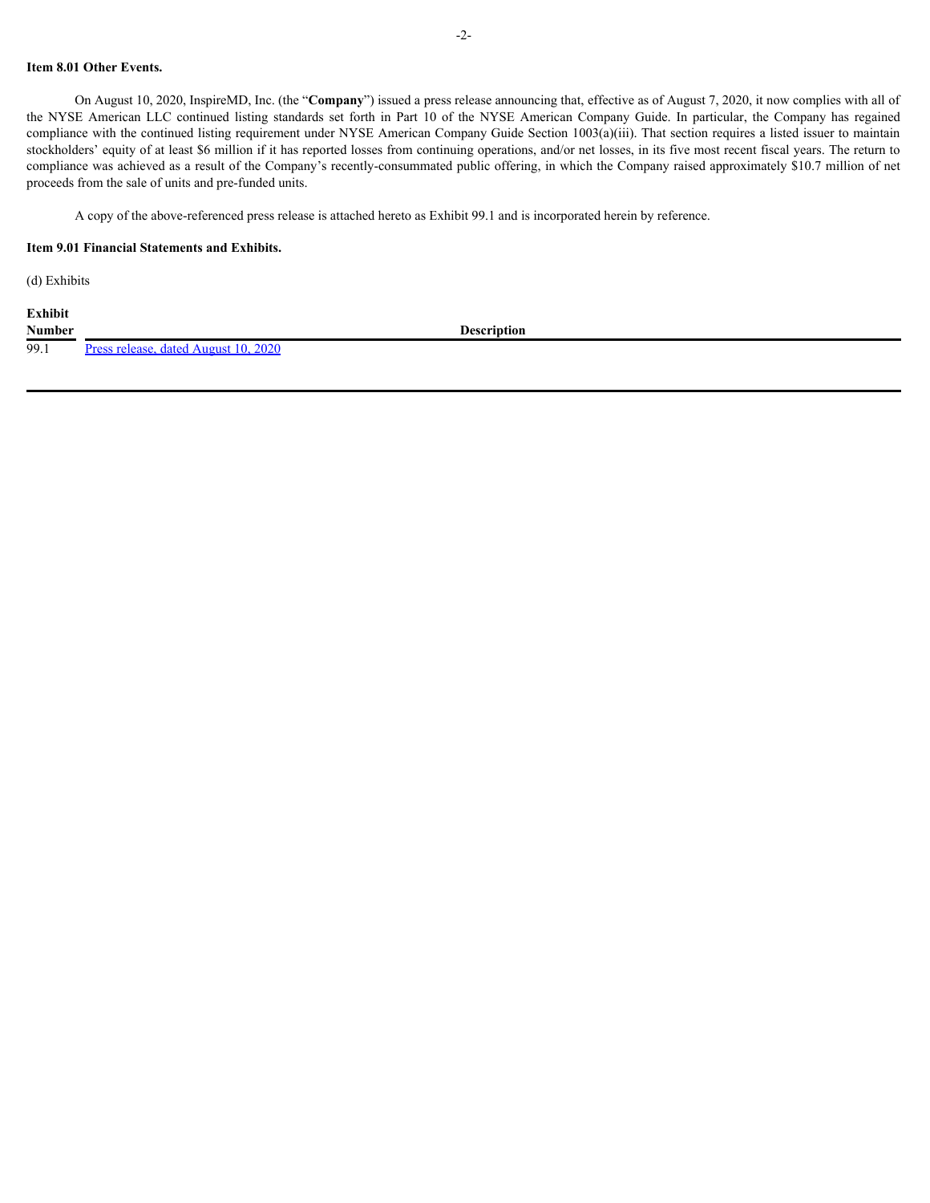**Item 8.01 Other Events.**

On August 10, 2020, InspireMD, Inc. (the "**Company**") issued a press release announcing that, effective as of August 7, 2020, it now complies with all of the NYSE American LLC continued listing standards set forth in Part 10 of the NYSE American Company Guide. In particular, the Company has regained compliance with the continued listing requirement under NYSE American Company Guide Section 1003(a)(iii). That section requires a listed issuer to maintain stockholders' equity of at least $6 million if it has reported losses from continuing operations, and/or net losses, in its five most recent fiscal years. The return to compliance was achieved as a result of the Company's recently-consummated public offering, in which the Company raised approximately $10.7 million of net proceeds from the sale of units and pre-funded units.

A copy of the above-referenced press release is attached hereto as Exhibit 99.1 and is incorporated herein by reference.

**Item 9.01 Financial Statements and Exhibits.**

(d) Exhibits

| Exhibit Number | Description |
|---|---|
| 99.1 | Press release, dated August 10, 2020 |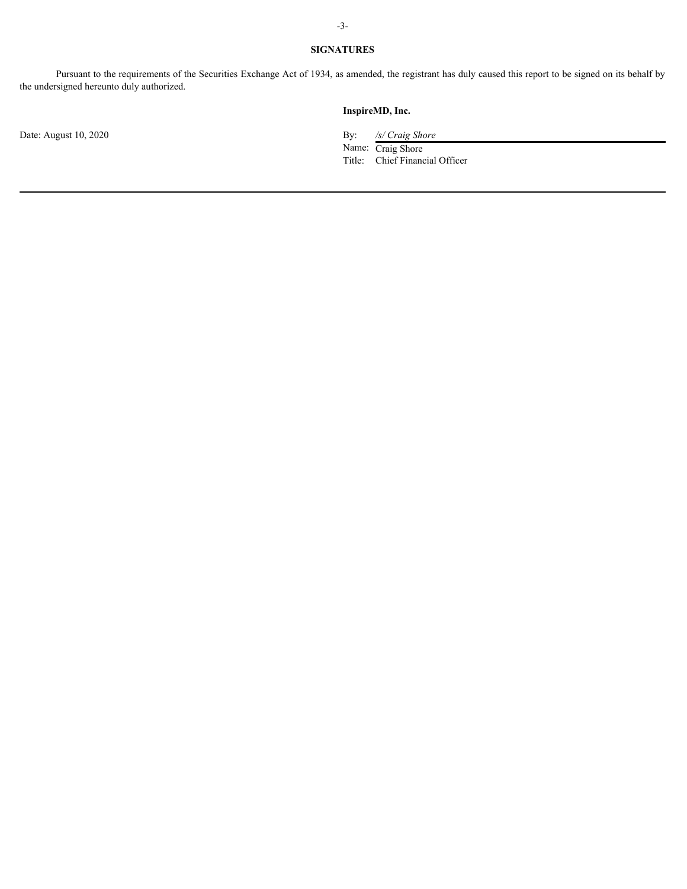**SIGNATURES**

Pursuant to the requirements of the Securities Exchange Act of 1934, as amended, the registrant has duly caused this report to be signed on its behalf by the undersigned hereunto duly authorized.

| | |
|---|---|
| | **InspireMD, Inc.** |
| Date: August 10, 2020 | By: */s/ Craig Shore* |
| | Name: Craig Shore |
| | Title: Chief Financial Officer |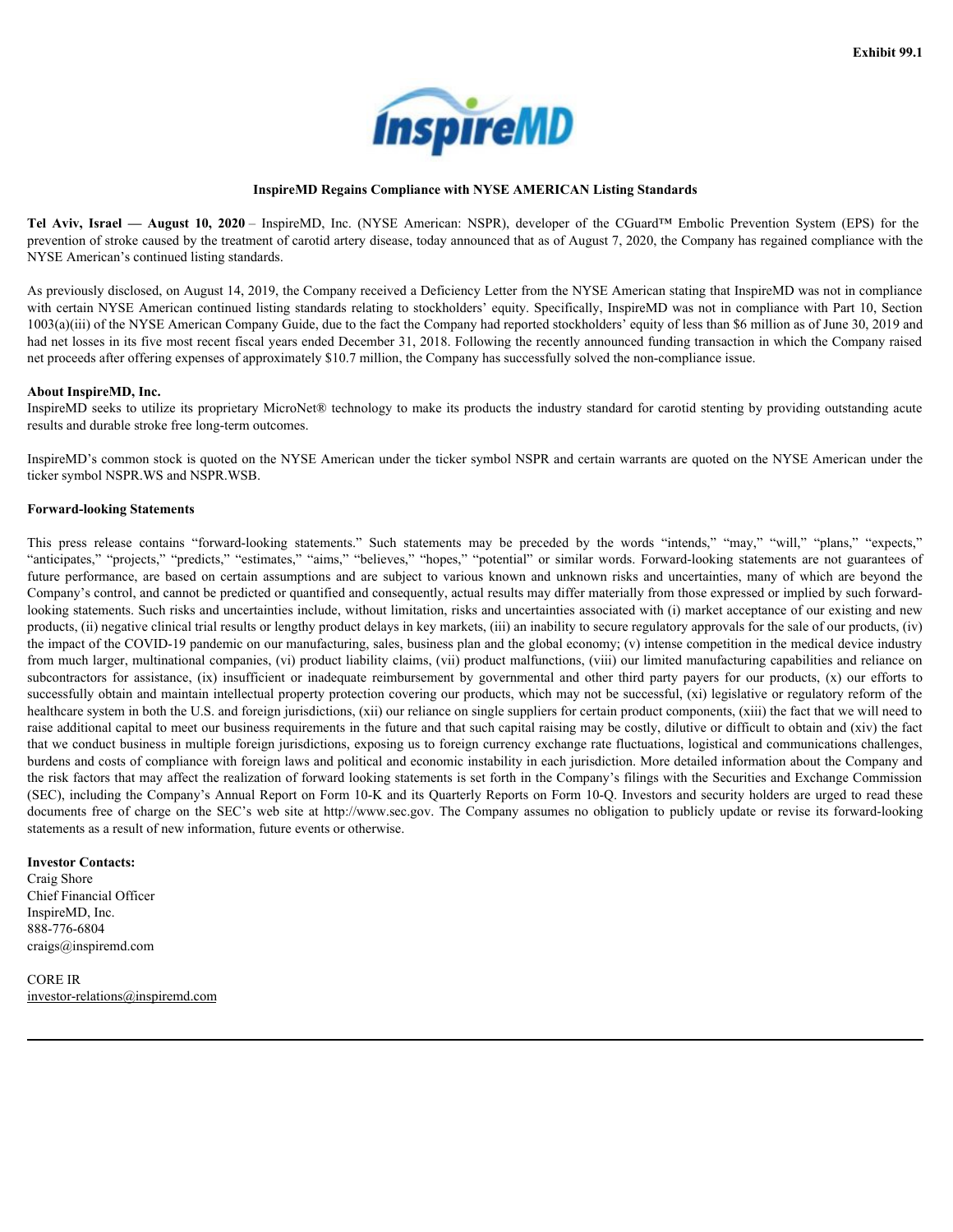Exhibit 99.1

InspireMD

**InspireMD Regains Compliance with NYSE AMERICAN Listing Standards**

**Tel Aviv, Israel — August 10, 2020** – InspireMD, Inc. (NYSE American: NSPR), developer of the CGuard™ Embolic Prevention System (EPS) for the prevention of stroke caused by the treatment of carotid artery disease, today announced that as of August 7, 2020, the Company has regained compliance with the NYSE American's continued listing standards.

As previously disclosed, on August 14, 2019, the Company received a Deficiency Letter from the NYSE American stating that InspireMD was not in compliance with certain NYSE American continued listing standards relating to stockholders' equity. Specifically, InspireMD was not in compliance with Part 10, Section 1003(a)(iii) of the NYSE American Company Guide, due to the fact the Company had reported stockholders' equity of less than $6 million as of June 30, 2019 and had net losses in its five most recent fiscal years ended December 31, 2018. Following the recently announced funding transaction in which the Company raised net proceeds after offering expenses of approximately $10.7 million, the Company has successfully solved the non-compliance issue.

**About InspireMD, Inc.**
InspireMD seeks to utilize its proprietary MicroNet® technology to make its products the industry standard for carotid stenting by providing outstanding acute results and durable stroke free long-term outcomes.

InspireMD's common stock is quoted on the NYSE American under the ticker symbol NSPR and certain warrants are quoted on the NYSE American under the ticker symbol NSPR.WS and NSPR.WSB.

**Forward-looking Statements**

This press release contains "forward-looking statements." Such statements may be preceded by the words "intends," "may," "will," "plans," "expects," "anticipates," "projects," "predicts," "estimates," "aims," "believes," "hopes," "potential" or similar words. Forward-looking statements are not guarantees of future performance, are based on certain assumptions and are subject to various known and unknown risks and uncertainties, many of which are beyond the Company's control, and cannot be predicted or quantified and consequently, actual results may differ materially from those expressed or implied by such forward-looking statements. Such risks and uncertainties include, without limitation, risks and uncertainties associated with (i) market acceptance of our existing and new products, (ii) negative clinical trial results or lengthy product delays in key markets, (iii) an inability to secure regulatory approvals for the sale of our products, (iv) the impact of the COVID-19 pandemic on our manufacturing, sales, business plan and the global economy; (v) intense competition in the medical device industry from much larger, multinational companies, (vi) product liability claims, (vii) product malfunctions, (viii) our limited manufacturing capabilities and reliance on subcontractors for assistance, (ix) insufficient or inadequate reimbursement by governmental and other third party payers for our products, (x) our efforts to successfully obtain and maintain intellectual property protection covering our products, which may not be successful, (xi) legislative or regulatory reform of the healthcare system in both the U.S. and foreign jurisdictions, (xii) our reliance on single suppliers for certain product components, (xiii) the fact that we will need to raise additional capital to meet our business requirements in the future and that such capital raising may be costly, dilutive or difficult to obtain and (xiv) the fact that we conduct business in multiple foreign jurisdictions, exposing us to foreign currency exchange rate fluctuations, logistical and communications challenges, burdens and costs of compliance with foreign laws and political and economic instability in each jurisdiction. More detailed information about the Company and the risk factors that may affect the realization of forward looking statements is set forth in the Company's filings with the Securities and Exchange Commission (SEC), including the Company's Annual Report on Form 10-K and its Quarterly Reports on Form 10-Q. Investors and security holders are urged to read these documents free of charge on the SEC's web site at http://www.sec.gov. The Company assumes no obligation to publicly update or revise its forward-looking statements as a result of new information, future events or otherwise.

**Investor Contacts:**
Craig Shore
Chief Financial Officer
InspireMD, Inc.
888-776-6804
craigs@inspiremd.com

CORE IR
investor-relations@inspiremd.com